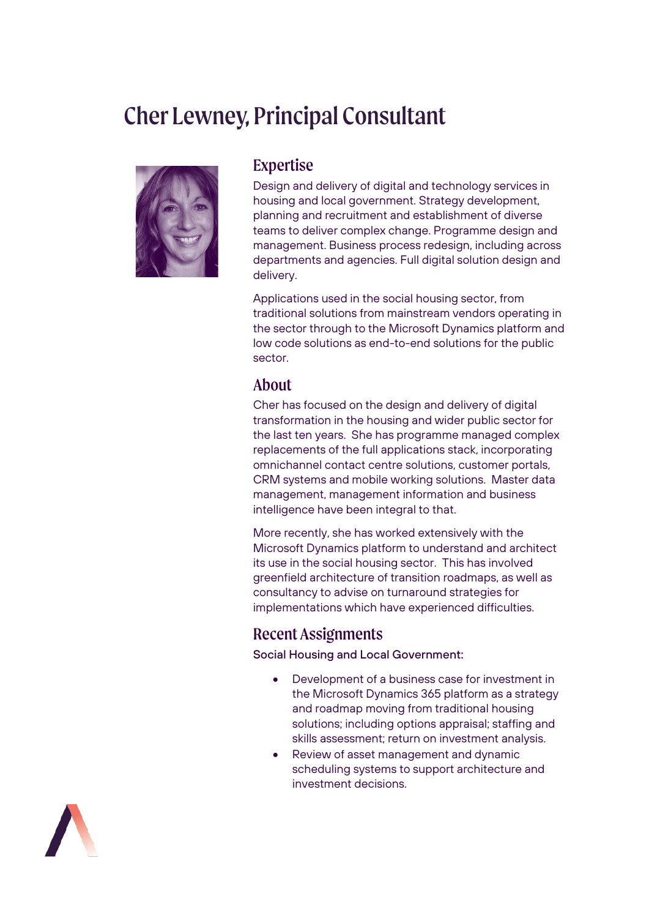# Cher Lewney, Principal Consultant

## Expertise

Design and delivery of digital and technology services in housing and local government. Strategy development, planning and recruitment and establishment of diverse teams to deliver complex change. Programme design and management. Business process redesign, including across departments and agencies. Full digital solution design and delivery.

Applications used in the social housing sector, from traditional solutions from mainstream vendors operating in the sector through to the Microsoft Dynamics platform and low code solutions as end-to-end solutions for the public sector.

## About

Cher has focused on the design and delivery of digital transformation in the housing and wider public sector for the last ten years. She has programme managed complex replacements of the full applications stack, incorporating omnichannel contact centre solutions, customer portals, CRM systems and mobile working solutions. Master data management, management information and business intelligence have been integral to that.

More recently, she has worked extensively with the Microsoft Dynamics platform to understand and architect its use in the social housing sector. This has involved greenfield architecture of transition roadmaps, as well as consultancy to advise on turnaround strategies for implementations which have experienced difficulties.

## Recent Assignments

**Social Housing and Local Government:**

- Development of a business case for investment in the Microsoft Dynamics 365 platform as a strategy and roadmap moving from traditional housing solutions; including options appraisal; staffing and skills assessment; return on investment analysis.
- Review of asset management and dynamic scheduling systems to support architecture and investment decisions.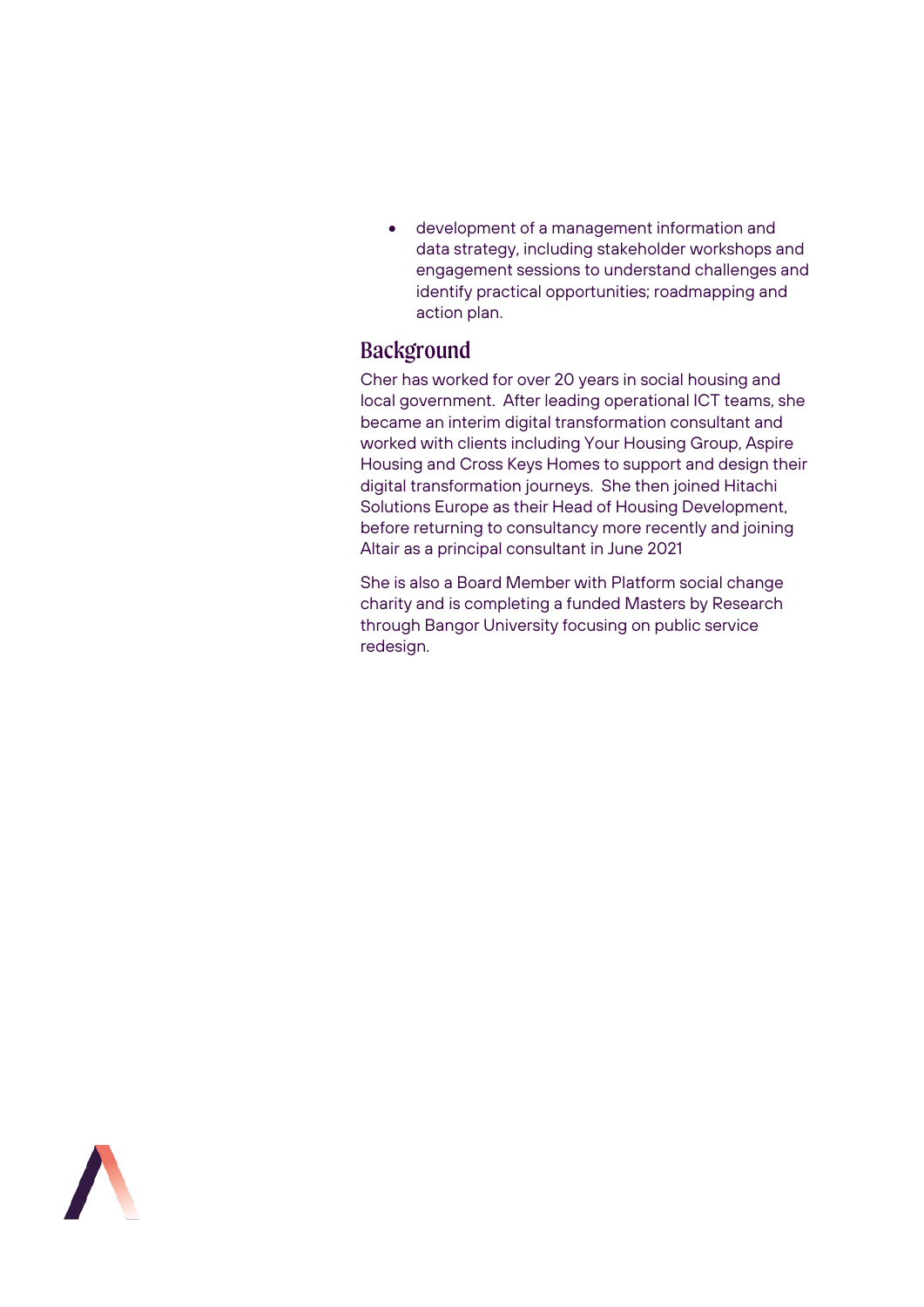- development of a management information and data strategy, including stakeholder workshops and engagement sessions to understand challenges and identify practical opportunities; roadmapping and action plan.

## Background

Cher has worked for over 20 years in social housing and local government. After leading operational ICT teams, she became an interim digital transformation consultant and worked with clients including Your Housing Group, Aspire Housing and Cross Keys Homes to support and design their digital transformation journeys. She then joined Hitachi Solutions Europe as their Head of Housing Development, before returning to consultancy more recently and joining Altair as a principal consultant in June 2021

She is also a Board Member with Platform social change charity and is completing a funded Masters by Research through Bangor University focusing on public service redesign.